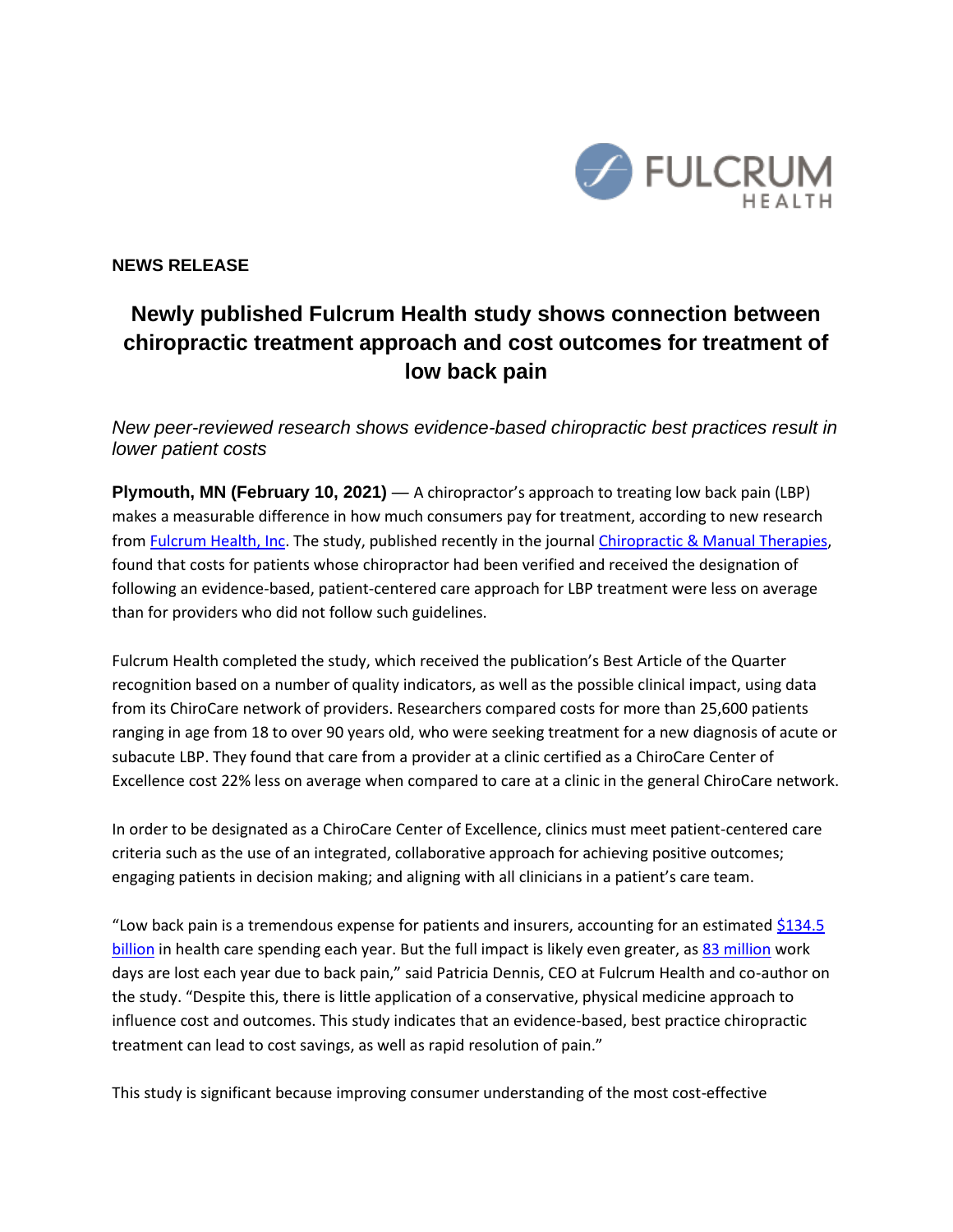FULCRUM HEALTH

**NEWS RELEASE**

# Newly published Fulcrum Health study shows connection between chiropractic treatment approach and cost outcomes for treatment of low back pain

*New peer-reviewed research shows evidence-based chiropractic best practices result in lower patient costs*

**Plymouth, MN (February 10, 2021)** — A chiropractor's approach to treating low back pain (LBP) makes a measurable difference in how much consumers pay for treatment, according to new research from Fulcrum Health, Inc. The study, published recently in the journal Chiropractic & Manual Therapies, found that costs for patients whose chiropractor had been verified and received the designation of following an evidence-based, patient-centered care approach for LBP treatment were less on average than for providers who did not follow such guidelines.

Fulcrum Health completed the study, which received the publication's Best Article of the Quarter recognition based on a number of quality indicators, as well as the possible clinical impact, using data from its ChiroCare network of providers. Researchers compared costs for more than 25,600 patients ranging in age from 18 to over 90 years old, who were seeking treatment for a new diagnosis of acute or subacute LBP. They found that care from a provider at a clinic certified as a ChiroCare Center of Excellence cost 22% less on average when compared to care at a clinic in the general ChiroCare network.

In order to be designated as a ChiroCare Center of Excellence, clinics must meet patient-centered care criteria such as the use of an integrated, collaborative approach for achieving positive outcomes; engaging patients in decision making; and aligning with all clinicians in a patient's care team.

"Low back pain is a tremendous expense for patients and insurers, accounting for an estimated $134.5 billion in health care spending each year. But the full impact is likely even greater, as 83 million work days are lost each year due to back pain," said Patricia Dennis, CEO at Fulcrum Health and co-author on the study. "Despite this, there is little application of a conservative, physical medicine approach to influence cost and outcomes. This study indicates that an evidence-based, best practice chiropractic treatment can lead to cost savings, as well as rapid resolution of pain."

This study is significant because improving consumer understanding of the most cost-effective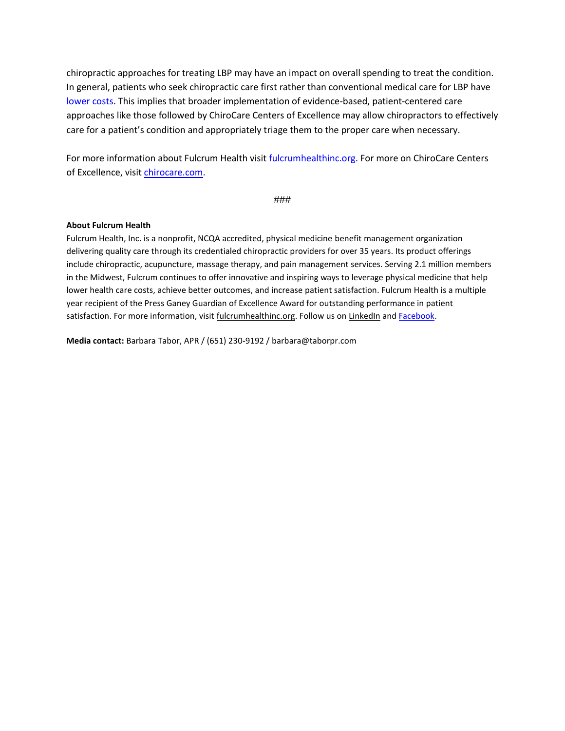chiropractic approaches for treating LBP may have an impact on overall spending to treat the condition. In general, patients who seek chiropractic care first rather than conventional medical care for LBP have lower costs. This implies that broader implementation of evidence-based, patient-centered care approaches like those followed by ChiroCare Centers of Excellence may allow chiropractors to effectively care for a patient's condition and appropriately triage them to the proper care when necessary.

For more information about Fulcrum Health visit fulcrumhealthinc.org. For more on ChiroCare Centers of Excellence, visit chirocare.com.

###

**About Fulcrum Health**

Fulcrum Health, Inc. is a nonprofit, NCQA accredited, physical medicine benefit management organization delivering quality care through its credentialed chiropractic providers for over 35 years. Its product offerings include chiropractic, acupuncture, massage therapy, and pain management services. Serving 2.1 million members in the Midwest, Fulcrum continues to offer innovative and inspiring ways to leverage physical medicine that help lower health care costs, achieve better outcomes, and increase patient satisfaction. Fulcrum Health is a multiple year recipient of the Press Ganey Guardian of Excellence Award for outstanding performance in patient satisfaction. For more information, visit fulcrumhealthinc.org. Follow us on LinkedIn and Facebook.

**Media contact:** Barbara Tabor, APR / (651) 230-9192 / barbara@taborpr.com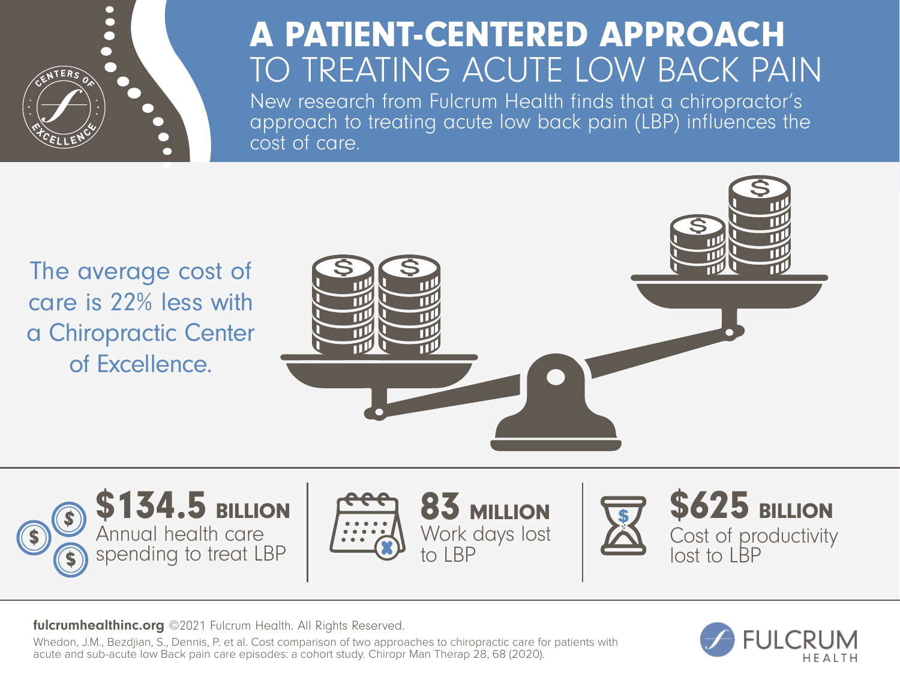# A PATIENT-CENTERED APPROACH TO TREATING ACUTE LOW BACK PAIN

New research from Fulcrum Health finds that a chiropractor's approach to treating acute low back pain (LBP) influences the cost of care.

The average cost of care is 22% less with a Chiropractic Center of Excellence.

**$134.5 BILLION**
Annual health care spending to treat LBP

**83 MILLION**
Work days lost to LBP

**$625 BILLION**
Cost of productivity lost to LBP

**fulcrumhealthinc.org** ©2021 Fulcrum Health. All Rights Reserved.

Whedon, J.M., Bezdjian, S., Dennis, P. et al. Cost comparison of two approaches to chiropractic care for patients with acute and sub-acute low Back pain care episodes: a cohort study. Chiropr Man Therap 28, 68 (2020).

FULCRUM HEALTH